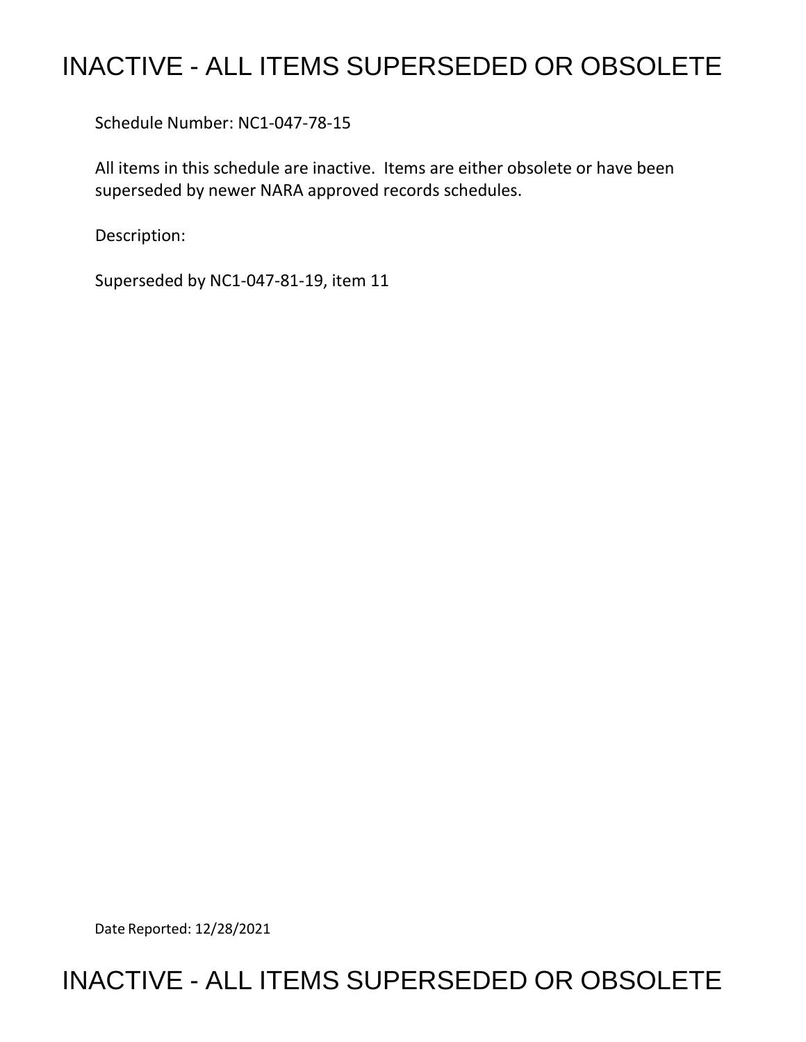# INACTIVE - ALL ITEMS SUPERSEDED OR OBSOLETE

Schedule Number: NC1-047-78-15

All items in this schedule are inactive. Items are either obsolete or have been superseded by newer NARA approved records schedules.

Description:

Superseded by NC1-047-81-19, item 11

Date Reported: 12/28/2021

# INACTIVE - ALL ITEMS SUPERSEDED OR OBSOLETE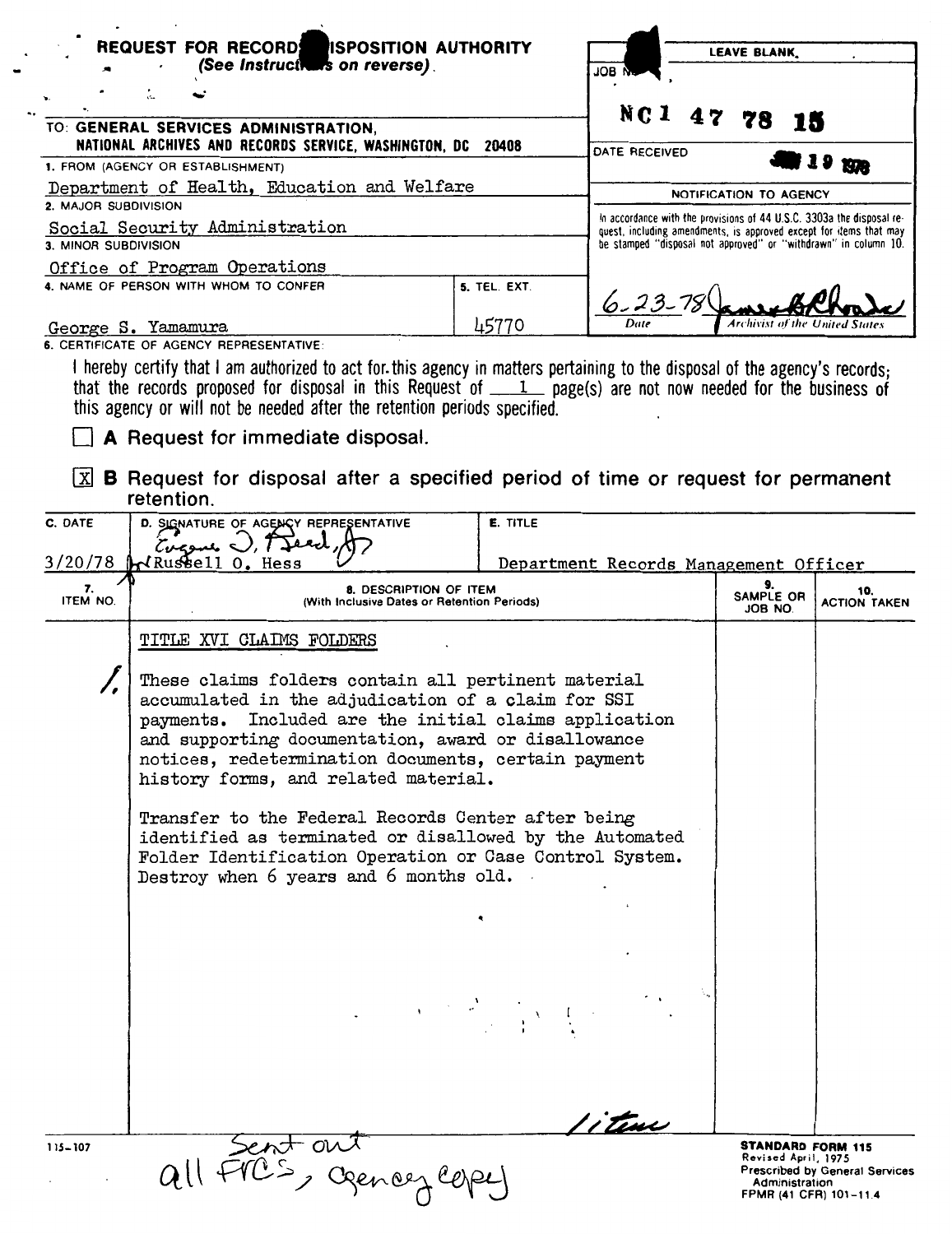**REQUEST FOR RECORDS DISPOSITION AUTHORITY**
*(See Instructions on reverse)*

| LEAVE BLANK |
|---|
| JOB NO. NC1 47 78 15 |
| DATE RECEIVED 19 1978 |
| NOTIFICATION TO AGENCY |
| In accordance with the provisions of 44 U.S.C. 3303a the disposal request, including amendments, is approved except for items that may be stamped "disposal not approved" or "withdrawn" in column 10. |
| 6-23-78 (Date) — James B. Rhoads (Archivist of the United States) |

TO: **GENERAL SERVICES ADMINISTRATION, NATIONAL ARCHIVES AND RECORDS SERVICE, WASHINGTON, DC 20408**

1. FROM (AGENCY OR ESTABLISHMENT)
Department of Health, Education and Welfare

2. MAJOR SUBDIVISION
Social Security Administration

3. MINOR SUBDIVISION
Office of Program Operations

4. NAME OF PERSON WITH WHOM TO CONFER
George S. Yamamura

5. TEL. EXT.
45770

6. CERTIFICATE OF AGENCY REPRESENTATIVE:

I hereby certify that I am authorized to act for this agency in matters pertaining to the disposal of the agency's records; that the records proposed for disposal in this Request of 1 page(s) are not now needed for the business of this agency or will not be needed after the retention periods specified.

☐ **A** Request for immediate disposal.

☒ **B** Request for disposal after a specified period of time or request for permanent retention.

| C. DATE | D. SIGNATURE OF AGENCY REPRESENTATIVE | E. TITLE |
|---|---|---|
| 3/20/78 | Eugene J. Reed, for Russell O. Hess | Department Records Management Officer |

| 7. ITEM NO. | 8. DESCRIPTION OF ITEM (With Inclusive Dates or Retention Periods) | 9. SAMPLE OR JOB NO. | 10. ACTION TAKEN |
|---|---|---|---|
| | TITLE XVI CLAIMS FOLDERS | | |
| 1. | These claims folders contain all pertinent material accumulated in the adjudication of a claim for SSI payments. Included are the initial claims application and supporting documentation, award or disallowance notices, redetermination documents, certain payment history forms, and related material.<br><br>Transfer to the Federal Records Center after being identified as terminated or disallowed by the Automated Folder Identification Operation or Case Control System. Destroy when 6 years and 6 months old. | | |
| | 1 item | | |

115-107

Sent out all FRCs, agency copy

**STANDARD FORM 115**
Revised April, 1975
Prescribed by General Services Administration
FPMR (41 CFR) 101-11.4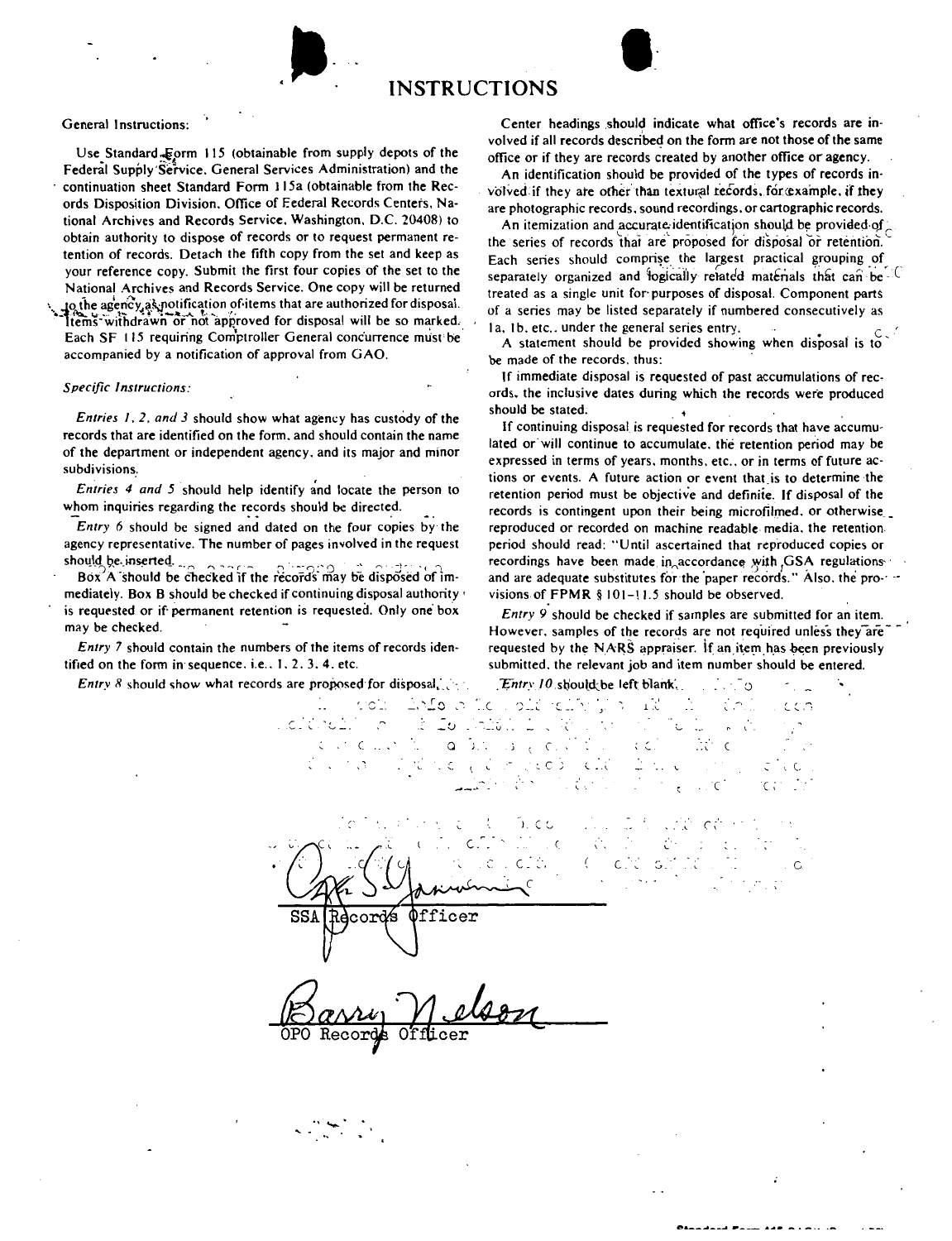# INSTRUCTIONS

General Instructions:

Use Standard Form 115 (obtainable from supply depots of the Federal Supply Service, General Services Administration) and the continuation sheet Standard Form 115a (obtainable from the Records Disposition Division, Office of Federal Records Centers, National Archives and Records Service, Washington, D.C. 20408) to obtain authority to dispose of records or to request permanent retention of records. Detach the fifth copy from the set and keep as your reference copy. Submit the first four copies of the set to the National Archives and Records Service. One copy will be returned to the agency as notification of items that are authorized for disposal. Items withdrawn or not approved for disposal will be so marked. Each SF 115 requiring Comptroller General concurrence must be accompanied by a notification of approval from GAO.

*Specific Instructions:*

*Entries 1, 2, and 3* should show what agency has custody of the records that are identified on the form, and should contain the name of the department or independent agency, and its major and minor subdivisions.

*Entries 4 and 5* should help identify and locate the person to whom inquiries regarding the records should be directed.

*Entry 6* should be signed and dated on the four copies by the agency representative. The number of pages involved in the request should be inserted.

Box A should be checked if the records may be disposed of immediately. Box B should be checked if continuing disposal authority is requested or if permanent retention is requested. Only one box may be checked.

*Entry 7* should contain the numbers of the items of records identified on the form in sequence, i.e., 1, 2, 3, 4, etc.

*Entry 8* should show what records are proposed for disposal.

Center headings should indicate what office's records are involved if all records described on the form are not those of the same office or if they are records created by another office or agency.

An identification should be provided of the types of records involved if they are other than textural records, for example, if they are photographic records, sound recordings, or cartographic records.

An itemization and accurate identification should be provided of the series of records that are proposed for disposal or retention. Each series should comprise the largest practical grouping of separately organized and logically related materials that can be treated as a single unit for purposes of disposal. Component parts of a series may be listed separately if numbered consecutively as 1a, 1b, etc., under the general series entry.

A statement should be provided showing when disposal is to be made of the records, thus:

If immediate disposal is requested of past accumulations of records, the inclusive dates during which the records were produced should be stated.

If continuing disposal is requested for records that have accumulated or will continue to accumulate, the retention period may be expressed in terms of years, months, etc., or in terms of future actions or events. A future action or event that is to determine the retention period must be objective and definite. If disposal of the records is contingent upon their being microfilmed, or otherwise reproduced or recorded on machine readable media, the retention period should read: "Until ascertained that reproduced copies or recordings have been made in accordance with GSA regulations and are adequate substitutes for the paper records." Also, the provisions of FPMR § 101-11.5 should be observed.

*Entry 9* should be checked if samples are submitted for an item. However, samples of the records are not required unless they are requested by the NARS appraiser. If an item has been previously submitted, the relevant job and item number should be entered.

*Entry 10* should be left blank.

SSA Records Officer

Barry Nelson
OPO Records Officer